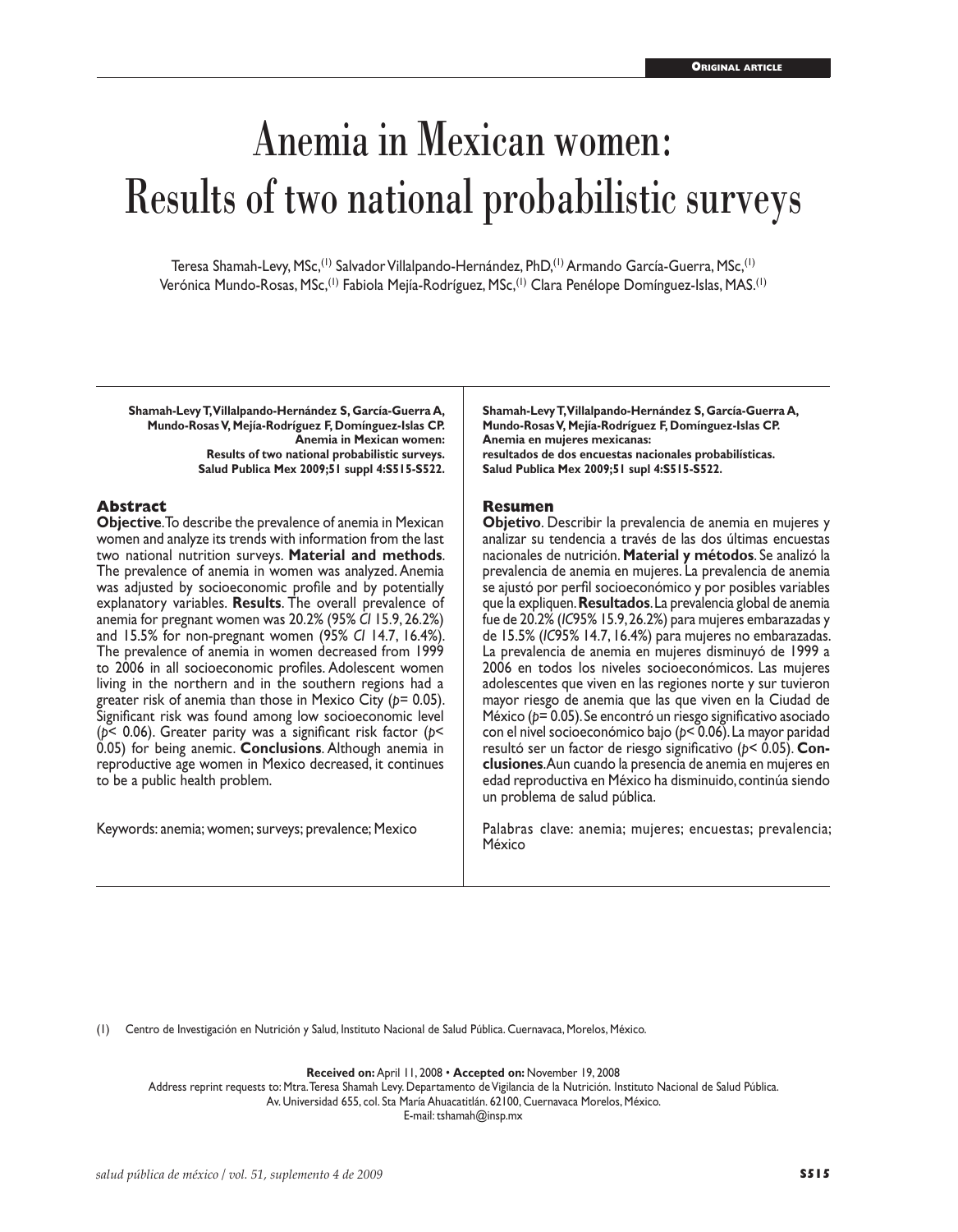ORIGINAL ARTICLE

# Anemia in Mexican women: Results of two national probabilistic surveys

Teresa Shamah-Levy, MSc,[1] Salvador Villalpando-Hernández, PhD,[1] Armando García-Guerra, MSc,[1] Verónica Mundo-Rosas, MSc,[1] Fabiola Mejía-Rodríguez, MSc,[1] Clara Penélope Domínguez-Islas, MAS.[1]

**Shamah-Levy T, Villalpando-Hernández S, García-Guerra A, Mundo-Rosas V, Mejía-Rodríguez F, Domínguez-Islas CP. Anemia in Mexican women: Results of two national probabilistic surveys. Salud Publica Mex 2009;51 suppl 4:S515-S522.**

## Abstract

**Objective**. To describe the prevalence of anemia in Mexican women and analyze its trends with information from the last two national nutrition surveys. **Material and methods**. The prevalence of anemia in women was analyzed. Anemia was adjusted by socioeconomic profile and by potentially explanatory variables. **Results**. The overall prevalence of anemia for pregnant women was 20.2% (95% *CI* 15.9, 26.2%) and 15.5% for non-pregnant women (95% *CI* 14.7, 16.4%). The prevalence of anemia in women decreased from 1999 to 2006 in all socioeconomic profiles. Adolescent women living in the northern and in the southern regions had a greater risk of anemia than those in Mexico City ($p = 0.05$). Significant risk was found among low socioeconomic level ($p < 0.06$). Greater parity was a significant risk factor ($p < 0.05$) for being anemic. **Conclusions**. Although anemia in reproductive age women in Mexico decreased, it continues to be a public health problem.

Keywords: anemia; women; surveys; prevalence; Mexico

**Shamah-Levy T, Villalpando-Hernández S, García-Guerra A, Mundo-Rosas V, Mejía-Rodríguez F, Domínguez-Islas CP. Anemia en mujeres mexicanas: resultados de dos encuestas nacionales probabilísticas. Salud Publica Mex 2009;51 supl 4:S515-S522.**

## Resumen

**Objetivo**. Describir la prevalencia de anemia en mujeres y analizar su tendencia a través de las dos últimas encuestas nacionales de nutrición. **Material y métodos**. Se analizó la prevalencia de anemia en mujeres. La prevalencia de anemia se ajustó por perfil socioeconómico y por posibles variables que la expliquen. **Resultados**. La prevalencia global de anemia fue de 20.2% (*IC*95% 15.9, 26.2%) para mujeres embarazadas y de 15.5% (*IC*95% 14.7, 16.4%) para mujeres no embarazadas. La prevalencia de anemia en mujeres disminuyó de 1999 a 2006 en todos los niveles socioeconómicos. Las mujeres adolescentes que viven en las regiones norte y sur tuvieron mayor riesgo de anemia que las que viven en la Ciudad de México ($p = 0.05$). Se encontró un riesgo significativo asociado con el nivel socioeconómico bajo ($p < 0.06$). La mayor paridad resultó ser un factor de riesgo significativo ($p < 0.05$). **Conclusiones**. Aun cuando la presencia de anemia en mujeres en edad reproductiva en México ha disminuido, continúa siendo un problema de salud pública.

Palabras clave: anemia; mujeres; encuestas; prevalencia; México

(1) Centro de Investigación en Nutrición y Salud, Instituto Nacional de Salud Pública. Cuernavaca, Morelos, México.

**Received on:** April 11, 2008 • **Accepted on:** November 19, 2008

Address reprint requests to: Mtra. Teresa Shamah Levy. Departamento de Vigilancia de la Nutrición. Instituto Nacional de Salud Pública. Av. Universidad 655, col. Sta María Ahuacatitlán. 62100, Cuernavaca Morelos, México.

E-mail: tshamah@insp.mx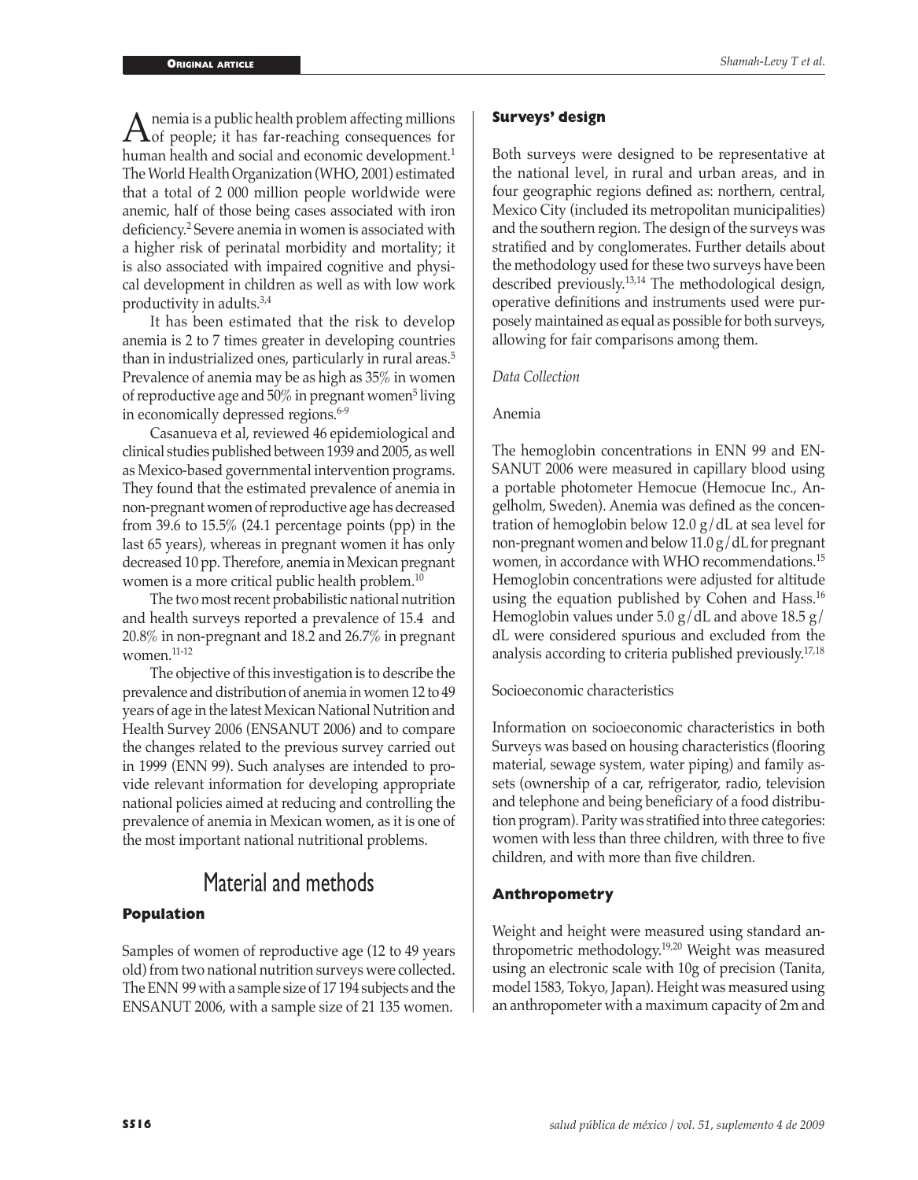Anemia is a public health problem affecting millions of people; it has far-reaching consequences for human health and social and economic development.[1] The World Health Organization (WHO, 2001) estimated that a total of 2 000 million people worldwide were anemic, half of those being cases associated with iron deficiency.[2] Severe anemia in women is associated with a higher risk of perinatal morbidity and mortality; it is also associated with impaired cognitive and physical development in children as well as with low work productivity in adults.[3,4]

It has been estimated that the risk to develop anemia is 2 to 7 times greater in developing countries than in industrialized ones, particularly in rural areas.[5] Prevalence of anemia may be as high as 35% in women of reproductive age and 50% in pregnant women[5] living in economically depressed regions.[6-9]

Casanueva et al, reviewed 46 epidemiological and clinical studies published between 1939 and 2005, as well as Mexico-based governmental intervention programs. They found that the estimated prevalence of anemia in non-pregnant women of reproductive age has decreased from 39.6 to 15.5% (24.1 percentage points (pp) in the last 65 years), whereas in pregnant women it has only decreased 10 pp. Therefore, anemia in Mexican pregnant women is a more critical public health problem.[10]

The two most recent probabilistic national nutrition and health surveys reported a prevalence of 15.4 and 20.8% in non-pregnant and 18.2 and 26.7% in pregnant women.[11-12]

The objective of this investigation is to describe the prevalence and distribution of anemia in women 12 to 49 years of age in the latest Mexican National Nutrition and Health Survey 2006 (ENSANUT 2006) and to compare the changes related to the previous survey carried out in 1999 (ENN 99). Such analyses are intended to provide relevant information for developing appropriate national policies aimed at reducing and controlling the prevalence of anemia in Mexican women, as it is one of the most important national nutritional problems.

# Material and methods

## Population

Samples of women of reproductive age (12 to 49 years old) from two national nutrition surveys were collected. The ENN 99 with a sample size of 17 194 subjects and the ENSANUT 2006, with a sample size of 21 135 women.

## Surveys' design

Both surveys were designed to be representative at the national level, in rural and urban areas, and in four geographic regions defined as: northern, central, Mexico City (included its metropolitan municipalities) and the southern region. The design of the surveys was stratified and by conglomerates. Further details about the methodology used for these two surveys have been described previously.[13,14] The methodological design, operative definitions and instruments used were purposely maintained as equal as possible for both surveys, allowing for fair comparisons among them.

*Data Collection*

Anemia

The hemoglobin concentrations in ENN 99 and ENSANUT 2006 were measured in capillary blood using a portable photometer Hemocue (Hemocue Inc., Angelholm, Sweden). Anemia was defined as the concentration of hemoglobin below 12.0 g/dL at sea level for non-pregnant women and below 11.0 g/dL for pregnant women, in accordance with WHO recommendations.[15] Hemoglobin concentrations were adjusted for altitude using the equation published by Cohen and Hass.[16] Hemoglobin values under 5.0 g/dL and above 18.5 g/dL were considered spurious and excluded from the analysis according to criteria published previously.[17,18]

Socioeconomic characteristics

Information on socioeconomic characteristics in both Surveys was based on housing characteristics (flooring material, sewage system, water piping) and family assets (ownership of a car, refrigerator, radio, television and telephone and being beneficiary of a food distribution program). Parity was stratified into three categories: women with less than three children, with three to five children, and with more than five children.

## Anthropometry

Weight and height were measured using standard anthropometric methodology.[19,20] Weight was measured using an electronic scale with 10g of precision (Tanita, model 1583, Tokyo, Japan). Height was measured using an anthropometer with a maximum capacity of 2m and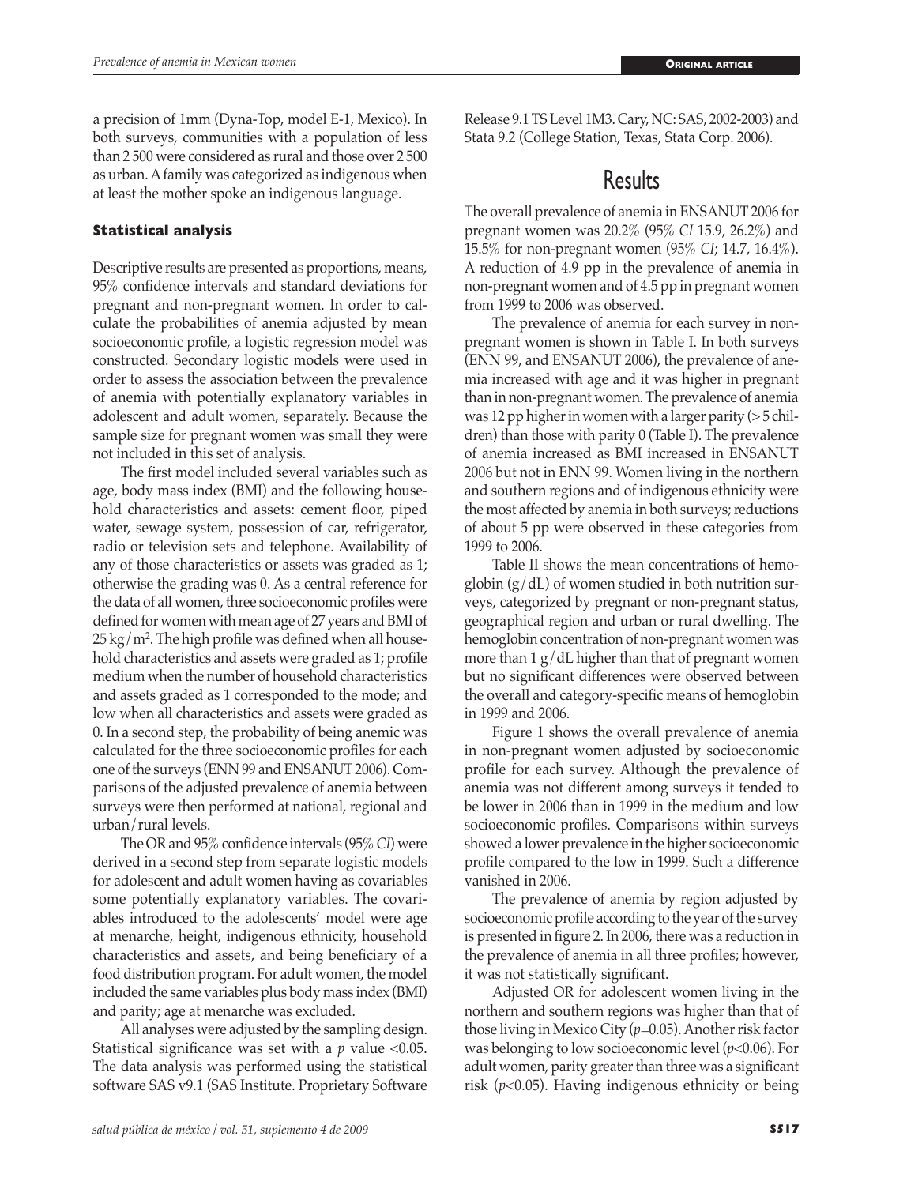a precision of 1mm (Dyna-Top, model E-1, Mexico). In both surveys, communities with a population of less than 2 500 were considered as rural and those over 2 500 as urban. A family was categorized as indigenous when at least the mother spoke an indigenous language.

### Statistical analysis

Descriptive results are presented as proportions, means, 95% confidence intervals and standard deviations for pregnant and non-pregnant women. In order to calculate the probabilities of anemia adjusted by mean socioeconomic profile, a logistic regression model was constructed. Secondary logistic models were used in order to assess the association between the prevalence of anemia with potentially explanatory variables in adolescent and adult women, separately. Because the sample size for pregnant women was small they were not included in this set of analysis.

The first model included several variables such as age, body mass index (BMI) and the following household characteristics and assets: cement floor, piped water, sewage system, possession of car, refrigerator, radio or television sets and telephone. Availability of any of those characteristics or assets was graded as 1; otherwise the grading was 0. As a central reference for the data of all women, three socioeconomic profiles were defined for women with mean age of 27 years and BMI of 25 kg/m$^2$. The high profile was defined when all household characteristics and assets were graded as 1; profile medium when the number of household characteristics and assets graded as 1 corresponded to the mode; and low when all characteristics and assets were graded as 0. In a second step, the probability of being anemic was calculated for the three socioeconomic profiles for each one of the surveys (ENN 99 and ENSANUT 2006). Comparisons of the adjusted prevalence of anemia between surveys were then performed at national, regional and urban/rural levels.

The OR and 95% confidence intervals (95% *CI*) were derived in a second step from separate logistic models for adolescent and adult women having as covariables some potentially explanatory variables. The covariables introduced to the adolescents' model were age at menarche, height, indigenous ethnicity, household characteristics and assets, and being beneficiary of a food distribution program. For adult women, the model included the same variables plus body mass index (BMI) and parity; age at menarche was excluded.

All analyses were adjusted by the sampling design. Statistical significance was set with a $p$ value $<0.05$. The data analysis was performed using the statistical software SAS v9.1 (SAS Institute. Proprietary Software Release 9.1 TS Level 1M3. Cary, NC: SAS, 2002-2003) and Stata 9.2 (College Station, Texas, Stata Corp. 2006).

## Results

The overall prevalence of anemia in ENSANUT 2006 for pregnant women was 20.2% (95% *CI* 15.9, 26.2%) and 15.5% for non-pregnant women (95% *CI*; 14.7, 16.4%). A reduction of 4.9 pp in the prevalence of anemia in non-pregnant women and of 4.5 pp in pregnant women from 1999 to 2006 was observed.

The prevalence of anemia for each survey in non-pregnant women is shown in Table I. In both surveys (ENN 99, and ENSANUT 2006), the prevalence of anemia increased with age and it was higher in pregnant than in non-pregnant women. The prevalence of anemia was 12 pp higher in women with a larger parity (> 5 children) than those with parity 0 (Table I). The prevalence of anemia increased as BMI increased in ENSANUT 2006 but not in ENN 99. Women living in the northern and southern regions and of indigenous ethnicity were the most affected by anemia in both surveys; reductions of about 5 pp were observed in these categories from 1999 to 2006.

Table II shows the mean concentrations of hemoglobin (g/dL) of women studied in both nutrition surveys, categorized by pregnant or non-pregnant status, geographical region and urban or rural dwelling. The hemoglobin concentration of non-pregnant women was more than 1 g/dL higher than that of pregnant women but no significant differences were observed between the overall and category-specific means of hemoglobin in 1999 and 2006.

Figure 1 shows the overall prevalence of anemia in non-pregnant women adjusted by socioeconomic profile for each survey. Although the prevalence of anemia was not different among surveys it tended to be lower in 2006 than in 1999 in the medium and low socioeconomic profiles. Comparisons within surveys showed a lower prevalence in the higher socioeconomic profile compared to the low in 1999. Such a difference vanished in 2006.

The prevalence of anemia by region adjusted by socioeconomic profile according to the year of the survey is presented in figure 2. In 2006, there was a reduction in the prevalence of anemia in all three profiles; however, it was not statistically significant.

Adjusted OR for adolescent women living in the northern and southern regions was higher than that of those living in Mexico City ($p$=0.05). Another risk factor was belonging to low socioeconomic level ($p$<0.06). For adult women, parity greater than three was a significant risk ($p$<0.05). Having indigenous ethnicity or being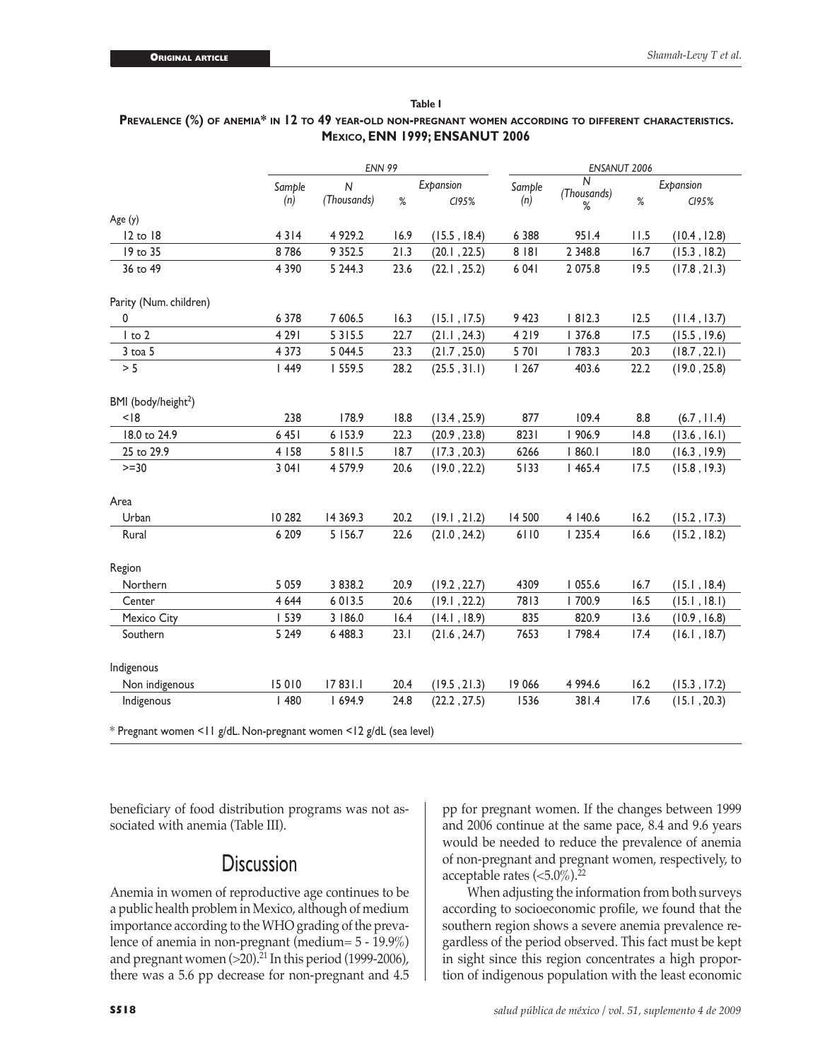**Table I**

**Prevalence (%) of anemia* in 12 to 49 year-old non-pregnant women according to different characteristics. Mexico, ENN 1999; ENSANUT 2006**

| | *ENN 99* | | | | *ENSANUT 2006* | | | |
|---|---|---|---|---|---|---|---|---|
| | *Sample (n)* | *N (Thousands)* | *Expansion* | | *Sample (n)* | *N (Thousands) %* | *Expansion* | |
| | | | *%* | *CI95%* | | | *%* | *CI95%* |
| Age (y) | | | | | | | | |
| 12 to 18 | 4 314 | 4 929.2 | 16.9 | (15.5 , 18.4) | 6 388 | 951.4 | 11.5 | (10.4 , 12.8) |
| 19 to 35 | 8 786 | 9 352.5 | 21.3 | (20.1 , 22.5) | 8 181 | 2 348.8 | 16.7 | (15.3 , 18.2) |
| 36 to 49 | 4 390 | 5 244.3 | 23.6 | (22.1 , 25.2) | 6 041 | 2 075.8 | 19.5 | (17.8 , 21.3) |
| Parity (Num. children) | | | | | | | | |
| 0 | 6 378 | 7 606.5 | 16.3 | (15.1 , 17.5) | 9 423 | 1 812.3 | 12.5 | (11.4 , 13.7) |
| 1 to 2 | 4 291 | 5 315.5 | 22.7 | (21.1 , 24.3) | 4 219 | 1 376.8 | 17.5 | (15.5 , 19.6) |
| 3 toa 5 | 4 373 | 5 044.5 | 23.3 | (21.7 , 25.0) | 5 701 | 1 783.3 | 20.3 | (18.7 , 22.1) |
| > 5 | 1 449 | 1 559.5 | 28.2 | (25.5 , 31.1) | 1 267 | 403.6 | 22.2 | (19.0 , 25.8) |
| BMI (body/height$^2$) | | | | | | | | |
| <18 | 238 | 178.9 | 18.8 | (13.4 , 25.9) | 877 | 109.4 | 8.8 | (6.7 , 11.4) |
| 18.0 to 24.9 | 6 451 | 6 153.9 | 22.3 | (20.9 , 23.8) | 8231 | 1 906.9 | 14.8 | (13.6 , 16.1) |
| 25 to 29.9 | 4 158 | 5 811.5 | 18.7 | (17.3 , 20.3) | 6266 | 1 860.1 | 18.0 | (16.3 , 19.9) |
| >=30 | 3 041 | 4 579.9 | 20.6 | (19.0 , 22.2) | 5133 | 1 465.4 | 17.5 | (15.8 , 19.3) |
| Area | | | | | | | | |
| Urban | 10 282 | 14 369.3 | 20.2 | (19.1 , 21.2) | 14 500 | 4 140.6 | 16.2 | (15.2 , 17.3) |
| Rural | 6 209 | 5 156.7 | 22.6 | (21.0 , 24.2) | 6110 | 1 235.4 | 16.6 | (15.2 , 18.2) |
| Region | | | | | | | | |
| Northern | 5 059 | 3 838.2 | 20.9 | (19.2 , 22.7) | 4309 | 1 055.6 | 16.7 | (15.1 , 18.4) |
| Center | 4 644 | 6 013.5 | 20.6 | (19.1 , 22.2) | 7813 | 1 700.9 | 16.5 | (15.1 , 18.1) |
| Mexico City | 1 539 | 3 186.0 | 16.4 | (14.1 , 18.9) | 835 | 820.9 | 13.6 | (10.9 , 16.8) |
| Southern | 5 249 | 6 488.3 | 23.1 | (21.6 , 24.7) | 7653 | 1 798.4 | 17.4 | (16.1 , 18.7) |
| Indigenous | | | | | | | | |
| Non indigenous | 15 010 | 17 831.1 | 20.4 | (19.5 , 21.3) | 19 066 | 4 994.6 | 16.2 | (15.3 , 17.2) |
| Indigenous | 1 480 | 1 694.9 | 24.8 | (22.2 , 27.5) | 1536 | 381.4 | 17.6 | (15.1 , 20.3) |

\* Pregnant women <11 g/dL. Non-pregnant women <12 g/dL (sea level)

beneficiary of food distribution programs was not associated with anemia (Table III).

# Discussion

Anemia in women of reproductive age continues to be a public health problem in Mexico, although of medium importance according to the WHO grading of the prevalence of anemia in non-pregnant (medium= 5 - 19.9%) and pregnant women (>20).[21] In this period (1999-2006), there was a 5.6 pp decrease for non-pregnant and 4.5 pp for pregnant women. If the changes between 1999 and 2006 continue at the same pace, 8.4 and 9.6 years would be needed to reduce the prevalence of anemia of non-pregnant and pregnant women, respectively, to acceptable rates (<5.0%).[22]

When adjusting the information from both surveys according to socioeconomic profile, we found that the southern region shows a severe anemia prevalence regardless of the period observed. This fact must be kept in sight since this region concentrates a high proportion of indigenous population with the least economic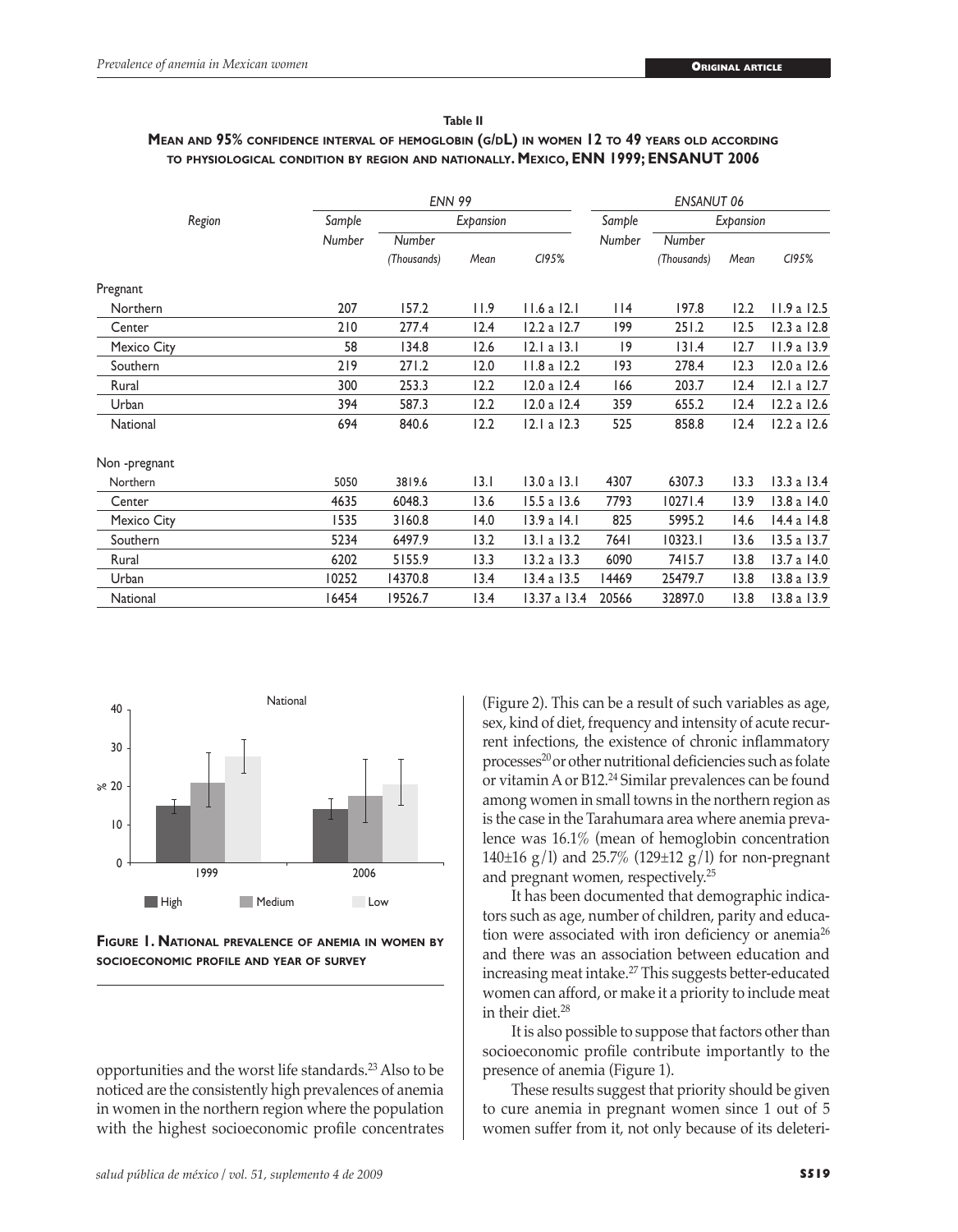**Table II**

**Mean and 95% confidence interval of hemoglobin (g/dL) in women 12 to 49 years old according to physiological condition by region and nationally. Mexico, ENN 1999; ENSANUT 2006**

| Region | ENN 99 | | | | ENSANUT 06 | | | |
|---|---|---|---|---|---|---|---|---|
| | Sample | Expansion | | | Sample | Expansion | | |
| | Number | Number (Thousands) | Mean | CI95% | Number | Number (Thousands) | Mean | CI95% |
| Pregnant | | | | | | | | |
| Northern | 207 | 157.2 | 11.9 | 11.6 a 12.1 | 114 | 197.8 | 12.2 | 11.9 a 12.5 |
| Center | 210 | 277.4 | 12.4 | 12.2 a 12.7 | 199 | 251.2 | 12.5 | 12.3 a 12.8 |
| Mexico City | 58 | 134.8 | 12.6 | 12.1 a 13.1 | 19 | 131.4 | 12.7 | 11.9 a 13.9 |
| Southern | 219 | 271.2 | 12.0 | 11.8 a 12.2 | 193 | 278.4 | 12.3 | 12.0 a 12.6 |
| Rural | 300 | 253.3 | 12.2 | 12.0 a 12.4 | 166 | 203.7 | 12.4 | 12.1 a 12.7 |
| Urban | 394 | 587.3 | 12.2 | 12.0 a 12.4 | 359 | 655.2 | 12.4 | 12.2 a 12.6 |
| National | 694 | 840.6 | 12.2 | 12.1 a 12.3 | 525 | 858.8 | 12.4 | 12.2 a 12.6 |
| Non -pregnant | | | | | | | | |
| Northern | 5050 | 3819.6 | 13.1 | 13.0 a 13.1 | 4307 | 6307.3 | 13.3 | 13.3 a 13.4 |
| Center | 4635 | 6048.3 | 13.6 | 15.5 a 13.6 | 7793 | 10271.4 | 13.9 | 13.8 a 14.0 |
| Mexico City | 1535 | 3160.8 | 14.0 | 13.9 a 14.1 | 825 | 5995.2 | 14.6 | 14.4 a 14.8 |
| Southern | 5234 | 6497.9 | 13.2 | 13.1 a 13.2 | 7641 | 10323.1 | 13.6 | 13.5 a 13.7 |
| Rural | 6202 | 5155.9 | 13.3 | 13.2 a 13.3 | 6090 | 7415.7 | 13.8 | 13.7 a 14.0 |
| Urban | 10252 | 14370.8 | 13.4 | 13.4 a 13.5 | 14469 | 25479.7 | 13.8 | 13.8 a 13.9 |
| National | 16454 | 19526.7 | 13.4 | 13.37 a 13.4 | 20566 | 32897.0 | 13.8 | 13.8 a 13.9 |

**Figure 1. National prevalence of anemia in women by socioeconomic profile and year of survey**

opportunities and the worst life standards.[23] Also to be noticed are the consistently high prevalences of anemia in women in the northern region where the population with the highest socioeconomic profile concentrates (Figure 2). This can be a result of such variables as age, sex, kind of diet, frequency and intensity of acute recurrent infections, the existence of chronic inflammatory processes[20] or other nutritional deficiencies such as folate or vitamin A or B12.[24] Similar prevalences can be found among women in small towns in the northern region as is the case in the Tarahumara area where anemia prevalence was 16.1% (mean of hemoglobin concentration 140±16 g/l) and 25.7% (129±12 g/l) for non-pregnant and pregnant women, respectively.[25]

It has been documented that demographic indicators such as age, number of children, parity and education were associated with iron deficiency or anemia[26] and there was an association between education and increasing meat intake.[27] This suggests better-educated women can afford, or make it a priority to include meat in their diet.[28]

It is also possible to suppose that factors other than socioeconomic profile contribute importantly to the presence of anemia (Figure 1).

These results suggest that priority should be given to cure anemia in pregnant women since 1 out of 5 women suffer from it, not only because of its deleteri-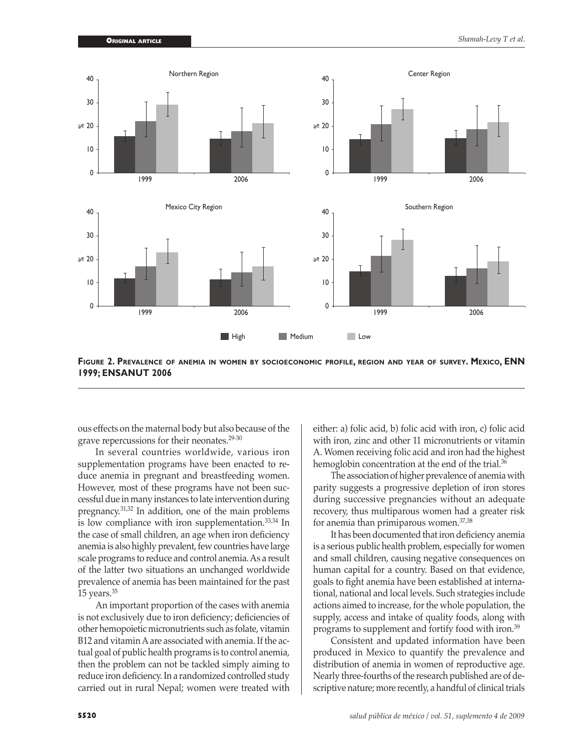**Figure 2. Prevalence of anemia in women by socioeconomic profile, region and year of survey. Mexico, ENN 1999; ENSANUT 2006**

ous effects on the maternal body but also because of the grave repercussions for their neonates.[29-30]

In several countries worldwide, various iron supplementation programs have been enacted to reduce anemia in pregnant and breastfeeding women. However, most of these programs have not been successful due in many instances to late intervention during pregnancy.[31,32] In addition, one of the main problems is low compliance with iron supplementation.[33,34] In the case of small children, an age when iron deficiency anemia is also highly prevalent, few countries have large scale programs to reduce and control anemia. As a result of the latter two situations an unchanged worldwide prevalence of anemia has been maintained for the past 15 years.[35]

An important proportion of the cases with anemia is not exclusively due to iron deficiency; deficiencies of other hemopoietic micronutrients such as folate, vitamin B12 and vitamin A are associated with anemia. If the actual goal of public health programs is to control anemia, then the problem can not be tackled simply aiming to reduce iron deficiency. In a randomized controlled study carried out in rural Nepal; women were treated with either: a) folic acid, b) folic acid with iron, c) folic acid with iron, zinc and other 11 micronutrients or vitamin A. Women receiving folic acid and iron had the highest hemoglobin concentration at the end of the trial.[36]

The association of higher prevalence of anemia with parity suggests a progressive depletion of iron stores during successive pregnancies without an adequate recovery, thus multiparous women had a greater risk for anemia than primiparous women.[37,38]

It has been documented that iron deficiency anemia is a serious public health problem, especially for women and small children, causing negative consequences on human capital for a country. Based on that evidence, goals to fight anemia have been established at international, national and local levels. Such strategies include actions aimed to increase, for the whole population, the supply, access and intake of quality foods, along with programs to supplement and fortify food with iron.[39]

Consistent and updated information have been produced in Mexico to quantify the prevalence and distribution of anemia in women of reproductive age. Nearly three-fourths of the research published are of descriptive nature; more recently, a handful of clinical trials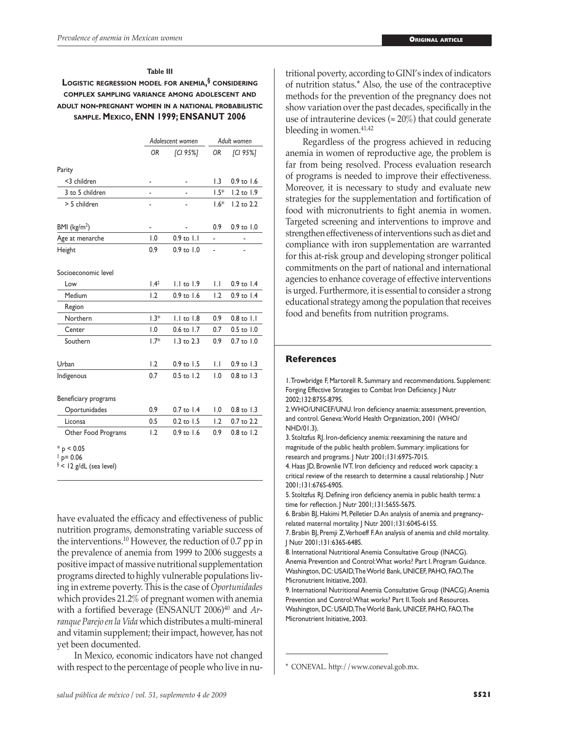**Table III**

**Logistic regression model for anemia,§ considering complex sampling variance among adolescent and adult non-pregnant women in a national probabilistic sample. Mexico, ENN 1999; ENSANUT 2006**

| | Adolescent women | | Adult women | |
|---|---|---|---|---|
| | *OR* | *[CI 95%]* | *OR* | *[CI 95%]* |
| Parity | | | | |
| <3 children | - | - | 1.3 | 0.9 to 1.6 |
| 3 to 5 children | - | - | 1.5* | 1.2 to 1.9 |
| > 5 children | - | - | 1.6* | 1.2 to 2.2 |
| BMI (kg/m$^2$) | - | - | 0.9 | 0.9 to 1.0 |
| Age at menarche | 1.0 | 0.9 to 1.1 | - | - |
| Height | 0.9 | 0.9 to 1.0 | - | - |
| Socioeconomic level | | | | |
| Low | 1.4‡ | 1.1 to 1.9 | 1.1 | 0.9 to 1.4 |
| Medium | 1.2 | 0.9 to 1.6 | 1.2 | 0.9 to 1.4 |
| Region | | | | |
| Northern | 1.3* | 1.1 to 1.8 | 0.9 | 0.8 to 1.1 |
| Center | 1.0 | 0.6 to 1.7 | 0.7 | 0.5 to 1.0 |
| Southern | 1.7* | 1.3 to 2.3 | 0.9 | 0.7 to 1.0 |
| Urban | 1.2 | 0.9 to 1.5 | 1.1 | 0.9 to 1.3 |
| Indigenous | 0.7 | 0.5 to 1.2 | 1.0 | 0.8 to 1.3 |
| Beneficiary programs | | | | |
| Oportunidades | 0.9 | 0.7 to 1.4 | 1.0 | 0.8 to 1.3 |
| Liconsa | 0.5 | 0.2 to 1.5 | 1.2 | 0.7 to 2.2 |
| Other Food Programs | 1.2 | 0.9 to 1.6 | 0.9 | 0.8 to 1.2 |

* $p < 0.05$
‡ p= 0.06
§ < 12 g/dL (sea level)

have evaluated the efficacy and effectiveness of public nutrition programs, demonstrating variable success of the interventions.[10] However, the reduction of 0.7 pp in the prevalence of anemia from 1999 to 2006 suggests a positive impact of massive nutritional supplementation programs directed to highly vulnerable populations living in extreme poverty. This is the case of *Oportunidades* which provides 21.2% of pregnant women with anemia with a fortified beverage (ENSANUT 2006)[40] and *Arranque Parejo en la Vida* which distributes a multi-mineral and vitamin supplement; their impact, however, has not yet been documented.

In Mexico, economic indicators have not changed with respect to the percentage of people who live in nutritional poverty, according to GINI's index of indicators of nutrition status.* Also, the use of the contraceptive methods for the prevention of the pregnancy does not show variation over the past decades, specifically in the use of intrauterine devices (≈ 20%) that could generate bleeding in women.[41,42]

Regardless of the progress achieved in reducing anemia in women of reproductive age, the problem is far from being resolved. Process evaluation research of programs is needed to improve their effectiveness. Moreover, it is necessary to study and evaluate new strategies for the supplementation and fortification of food with micronutrients to fight anemia in women. Targeted screening and interventions to improve and strengthen effectiveness of interventions such as diet and compliance with iron supplementation are warranted for this at-risk group and developing stronger political commitments on the part of national and international agencies to enhance coverage of effective interventions is urged. Furthermore, it is essential to consider a strong educational strategy among the population that receives food and benefits from nutrition programs.

\* CONEVAL. http://www.coneval.gob.mx.

## References

1. Trowbridge F, Martorell R. Summary and recommendations. Supplement: Forging Effective Strategies to Combat Iron Deficiency. J Nutr 2002;132:875S-879S.
2. WHO/UNICEF/UNU. Iron deficiency anaemia: assessment, prevention, and control. Geneva: World Health Organization, 2001 (WHO/NHD/01.3).
3. Stoltzfus RJ. Iron-deficiency anemia: reexamining the nature and magnitude of the public health problem. Summary: implications for research and programs. J Nutr 2001;131:697S-701S.
4. Haas JD, Brownlie IVT. Iron deficiency and reduced work capacity: a critical review of the research to determine a causal relationship. J Nutr 2001;131:676S-690S.
5. Stoltzfus RJ. Defining iron deficiency anemia in public health terms: a time for reflection. J Nutr 2001;131:565S-567S.
6. Brabin BJ, Hakimi M, Pelletier D. An analysis of anemia and pregnancy-related maternal mortality. J Nutr 2001;131:604S-615S.
7. Brabin BJ, Premji Z, Verhoeff F. An analysis of anemia and child mortality. J Nutr 2001;131:636S-648S.
8. International Nutritional Anemia Consultative Group (INACG). Anemia Prevention and Control: What works? Part I. Program Guidance. Washington, DC: USAID, The World Bank, UNICEF, PAHO, FAO, The Micronutrient Initiative, 2003.
9. International Nutritional Anemia Consultative Group (INACG). Anemia Prevention and Control: What works? Part II. Tools and Resources. Washington, DC: USAID, The World Bank, UNICEF, PAHO, FAO, The Micronutrient Initiative, 2003.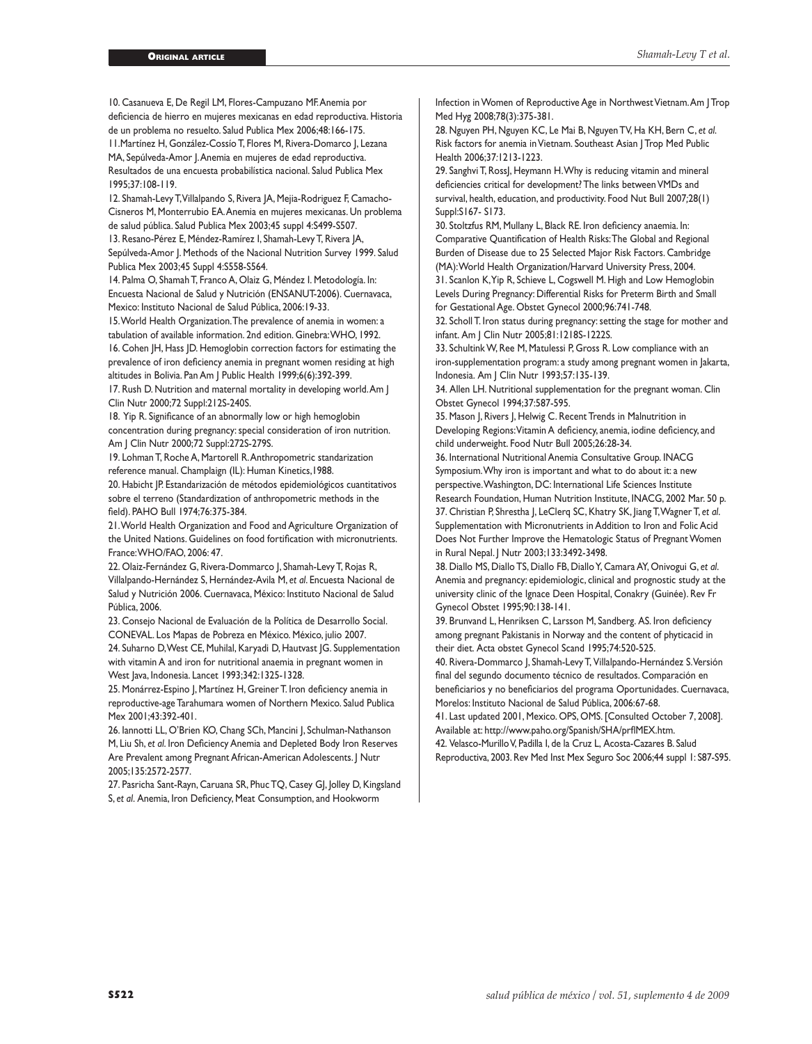10. Casanueva E, De Regil LM, Flores-Campuzano MF. Anemia por deficiencia de hierro en mujeres mexicanas en edad reproductiva. Historia de un problema no resuelto. Salud Publica Mex 2006;48:166-175.

11. Martínez H, González-Cossío T, Flores M, Rivera-Domarco J, Lezana MA, Sepúlveda-Amor J. Anemia en mujeres de edad reproductiva. Resultados de una encuesta probabilística nacional. Salud Publica Mex 1995;37:108-119.

12. Shamah-Levy T, Villalpando S, Rivera JA, Mejia-Rodriguez F, Camacho-Cisneros M, Monterrubio EA. Anemia en mujeres mexicanas. Un problema de salud pública. Salud Publica Mex 2003;45 suppl 4:S499-S507.

13. Resano-Pérez E, Méndez-Ramírez I, Shamah-Levy T, Rivera JA, Sepúlveda-Amor J. Methods of the Nacional Nutrition Survey 1999. Salud Publica Mex 2003;45 Suppl 4:S558-S564.

14. Palma O, Shamah T, Franco A, Olaiz G, Méndez I. Metodología. In: Encuesta Nacional de Salud y Nutrición (ENSANUT-2006). Cuernavaca, Mexico: Instituto Nacional de Salud Pública, 2006:19-33.

15. World Health Organization. The prevalence of anemia in women: a tabulation of available information. 2nd edition. Ginebra: WHO, 1992.

16. Cohen JH, Hass JD. Hemoglobin correction factors for estimating the prevalence of iron deficiency anemia in pregnant women residing at high altitudes in Bolivia. Pan Am J Public Health 1999;6(6):392-399.

17. Rush D. Nutrition and maternal mortality in developing world. Am J Clin Nutr 2000;72 Suppl:212S-240S.

18. Yip R. Significance of an abnormally low or high hemoglobin concentration during pregnancy: special consideration of iron nutrition. Am J Clin Nutr 2000;72 Suppl:272S-279S.

19. Lohman T, Roche A, Martorell R. Anthropometric standarization reference manual. Champlaign (IL): Human Kinetics,1988.

20. Habicht JP. Estandarización de métodos epidemiológicos cuantitativos sobre el terreno (Standardization of anthropometric methods in the field). PAHO Bull 1974;76:375-384.

21. World Health Organization and Food and Agriculture Organization of the United Nations. Guidelines on food fortification with micronutrients. France: WHO/FAO, 2006: 47.

22. Olaiz-Fernández G, Rivera-Dommarco J, Shamah-Levy T, Rojas R, Villalpando-Hernández S, Hernández-Avila M, *et al*. Encuesta Nacional de Salud y Nutrición 2006. Cuernavaca, México: Instituto Nacional de Salud Pública, 2006.

23. Consejo Nacional de Evaluación de la Política de Desarrollo Social. CONEVAL. Los Mapas de Pobreza en México. México, julio 2007.

24. Suharno D, West CE, Muhilal, Karyadi D, Hautvast JG. Supplementation with vitamin A and iron for nutritional anaemia in pregnant women in West Java, Indonesia. Lancet 1993;342:1325-1328.

25. Monárrez-Espino J, Martínez H, Greiner T. Iron deficiency anemia in reproductive-age Tarahumara women of Northern Mexico. Salud Publica Mex 2001;43:392-401.

26. Iannotti LL, O'Brien KO, Chang SCh, Mancini J, Schulman-Nathanson M, Liu Sh, *et al*. Iron Deficiency Anemia and Depleted Body Iron Reserves Are Prevalent among Pregnant African-American Adolescents. J Nutr 2005;135:2572-2577.

27. Pasricha Sant-Rayn, Caruana SR, Phuc TQ, Casey GJ, Jolley D, Kingsland S, *et al*. Anemia, Iron Deficiency, Meat Consumption, and Hookworm Infection in Women of Reproductive Age in Northwest Vietnam. Am J Trop Med Hyg 2008;78(3):375-381.

28. Nguyen PH, Nguyen KC, Le Mai B, Nguyen TV, Ha KH, Bern C, *et al*. Risk factors for anemia in Vietnam. Southeast Asian J Trop Med Public Health 2006;37:1213-1223.

29. Sanghvi T, RossJ, Heymann H. Why is reducing vitamin and mineral deficiencies critical for development? The links between VMDs and survival, health, education, and productivity. Food Nut Bull 2007;28(1) Suppl:S167- S173.

30. Stoltzfus RM, Mullany L, Black RE. Iron deficiency anaemia. In: Comparative Quantification of Health Risks: The Global and Regional Burden of Disease due to 25 Selected Major Risk Factors. Cambridge (MA): World Health Organization/Harvard University Press, 2004.

31. Scanlon K, Yip R, Schieve L, Cogswell M. High and Low Hemoglobin Levels During Pregnancy: Differential Risks for Preterm Birth and Small for Gestational Age. Obstet Gynecol 2000;96:741-748.

32. Scholl T. Iron status during pregnancy: setting the stage for mother and infant. Am J Clin Nutr 2005;81:1218S-1222S.

33. Schultink W, Ree M, Matulessi P, Gross R. Low compliance with an iron-supplementation program: a study among pregnant women in Jakarta, Indonesia. Am J Clin Nutr 1993;57:135-139.

34. Allen LH. Nutritional supplementation for the pregnant woman. Clin Obstet Gynecol 1994;37:587-595.

35. Mason J, Rivers J, Helwig C. Recent Trends in Malnutrition in Developing Regions: Vitamin A deficiency, anemia, iodine deficiency, and child underweight. Food Nutr Bull 2005;26:28-34.

36. International Nutritional Anemia Consultative Group. INACG Symposium. Why iron is important and what to do about it: a new perspective. Washington, DC: International Life Sciences Institute Research Foundation, Human Nutrition Institute, INACG, 2002 Mar. 50 p.

37. Christian P, Shrestha J, LeClerq SC, Khatry SK, Jiang T, Wagner T, *et al*. Supplementation with Micronutrients in Addition to Iron and Folic Acid Does Not Further Improve the Hematologic Status of Pregnant Women in Rural Nepal. J Nutr 2003;133:3492-3498.

38. Diallo MS, Diallo TS, Diallo FB, Diallo Y, Camara AY, Onivogui G, *et al*. Anemia and pregnancy: epidemiologic, clinical and prognostic study at the university clinic of the Ignace Deen Hospital, Conakry (Guinée). Rev Fr Gynecol Obstet 1995;90:138-141.

39. Brunvand L, Henriksen C, Larsson M, Sandberg. AS. Iron deficiency among pregnant Pakistanis in Norway and the content of phyticacid in their diet. Acta obstet Gynecol Scand 1995;74:520-525.

40. Rivera-Dommarco J, Shamah-Levy T, Villalpando-Hernández S. Versión final del segundo documento técnico de resultados. Comparación en beneficiarios y no beneficiarios del programa Oportunidades. Cuernavaca, Morelos: Instituto Nacional de Salud Pública, 2006:67-68.

41. Last updated 2001, Mexico. OPS, OMS. [Consulted October 7, 2008]. Available at: http://www.paho.org/Spanish/SHA/prflMEX.htm.

42. Velasco-Murillo V, Padilla I, de la Cruz L, Acosta-Cazares B. Salud Reproductiva, 2003. Rev Med Inst Mex Seguro Soc 2006;44 suppl 1: S87-S95.